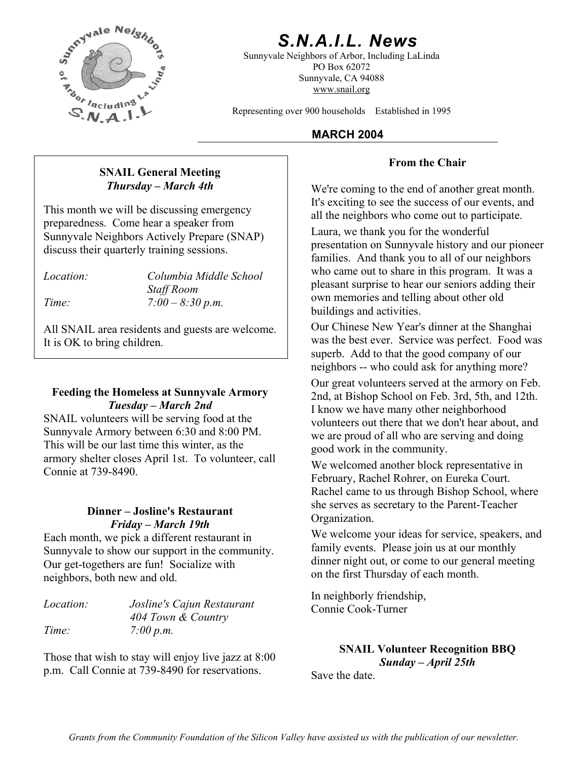# S.N.A.I.L. News

Sunnyvale Neighbors of Arbor, Including LaLinda
PO Box 62072
Sunnyvale, CA 94088
www.snail.org

Representing over 900 households    Established in 1995

**MARCH 2004**

### SNAIL General Meeting
***Thursday – March 4th***

This month we will be discussing emergency preparedness. Come hear a speaker from Sunnyvale Neighbors Actively Prepare (SNAP) discuss their quarterly training sessions.

*Location:* *Columbia Middle School Staff Room*
*Time:* *7:00 – 8:30 p.m.*

All SNAIL area residents and guests are welcome. It is OK to bring children.

### Feeding the Homeless at Sunnyvale Armory
***Tuesday – March 2nd***

SNAIL volunteers will be serving food at the Sunnyvale Armory between 6:30 and 8:00 PM. This will be our last time this winter, as the armory shelter closes April 1st. To volunteer, call Connie at 739-8490.

### Dinner – Josline's Restaurant
***Friday – March 19th***

Each month, we pick a different restaurant in Sunnyvale to show our support in the community. Our get-togethers are fun! Socialize with neighbors, both new and old.

*Location:* *Josline's Cajun Restaurant 404 Town & Country*
*Time:* *7:00 p.m.*

Those that wish to stay will enjoy live jazz at 8:00 p.m. Call Connie at 739-8490 for reservations.

### From the Chair

We're coming to the end of another great month. It's exciting to see the success of our events, and all the neighbors who come out to participate.

Laura, we thank you for the wonderful presentation on Sunnyvale history and our pioneer families. And thank you to all of our neighbors who came out to share in this program. It was a pleasant surprise to hear our seniors adding their own memories and telling about other old buildings and activities.

Our Chinese New Year's dinner at the Shanghai was the best ever. Service was perfect. Food was superb. Add to that the good company of our neighbors -- who could ask for anything more?

Our great volunteers served at the armory on Feb. 2nd, at Bishop School on Feb. 3rd, 5th, and 12th. I know we have many other neighborhood volunteers out there that we don't hear about, and we are proud of all who are serving and doing good work in the community.

We welcomed another block representative in February, Rachel Rohrer, on Eureka Court. Rachel came to us through Bishop School, where she serves as secretary to the Parent-Teacher Organization.

We welcome your ideas for service, speakers, and family events. Please join us at our monthly dinner night out, or come to our general meeting on the first Thursday of each month.

In neighborly friendship,
Connie Cook-Turner

### SNAIL Volunteer Recognition BBQ
***Sunday – April 25th***

Save the date.

*Grants from the Community Foundation of the Silicon Valley have assisted us with the publication of our newsletter.*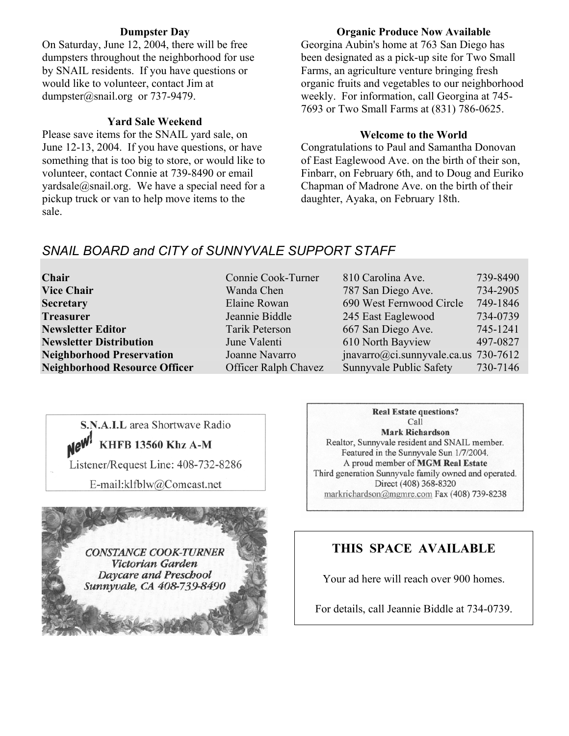### Dumpster Day

On Saturday, June 12, 2004, there will be free dumpsters throughout the neighborhood for use by SNAIL residents. If you have questions or would like to volunteer, contact Jim at dumpster@snail.org or 737-9479.

### Yard Sale Weekend

Please save items for the SNAIL yard sale, on June 12-13, 2004. If you have questions, or have something that is too big to store, or would like to volunteer, contact Connie at 739-8490 or email yardsale@snail.org. We have a special need for a pickup truck or van to help move items to the sale.

### Organic Produce Now Available

Georgina Aubin's home at 763 San Diego has been designated as a pick-up site for Two Small Farms, an agriculture venture bringing fresh organic fruits and vegetables to our neighborhood weekly. For information, call Georgina at 745-7693 or Two Small Farms at (831) 786-0625.

### Welcome to the World

Congratulations to Paul and Samantha Donovan of East Eaglewood Ave. on the birth of their son, Finbarr, on February 6th, and to Doug and Euriko Chapman of Madrone Ave. on the birth of their daughter, Ayaka, on February 18th.

## *SNAIL BOARD and CITY of SUNNYVALE SUPPORT STAFF*

| | | | |
|---|---|---|---|
| **Chair** | Connie Cook-Turner | 810 Carolina Ave. | 739-8490 |
| **Vice Chair** | Wanda Chen | 787 San Diego Ave. | 734-2905 |
| **Secretary** | Elaine Rowan | 690 West Fernwood Circle | 749-1846 |
| **Treasurer** | Jeannie Biddle | 245 East Eaglewood | 734-0739 |
| **Newsletter Editor** | Tarik Peterson | 667 San Diego Ave. | 745-1241 |
| **Newsletter Distribution** | June Valenti | 610 North Bayview | 497-0827 |
| **Neighborhood Preservation** | Joanne Navarro | jnavarro@ci.sunnyvale.ca.us | 730-7612 |
| **Neighborhood Resource Officer** | Officer Ralph Chavez | Sunnyvale Public Safety | 730-7146 |

S.N.A.I.L area Shortwave Radio

New! **KHFB 13560 Khz A-M**

Listener/Request Line: 408-732-8286

E-mail:klfblw@Comcast.net

**Real Estate questions?**
Call
**Mark Richardson**
Realtor, Sunnyvale resident and SNAIL member.
Featured in the Sunnyvale Sun 1/7/2004.
A proud member of **MGM Real Estate**
Third generation Sunnyvale family owned and operated.
Direct (408) 368-8320
markrichardson@mgmre.com Fax (408) 739-8238

*CONSTANCE COOK-TURNER*
*Victorian Garden*
*Daycare and Preschool*
*Sunnyvale, CA 408-739-8490*

**THIS SPACE AVAILABLE**

Your ad here will reach over 900 homes.

For details, call Jeannie Biddle at 734-0739.